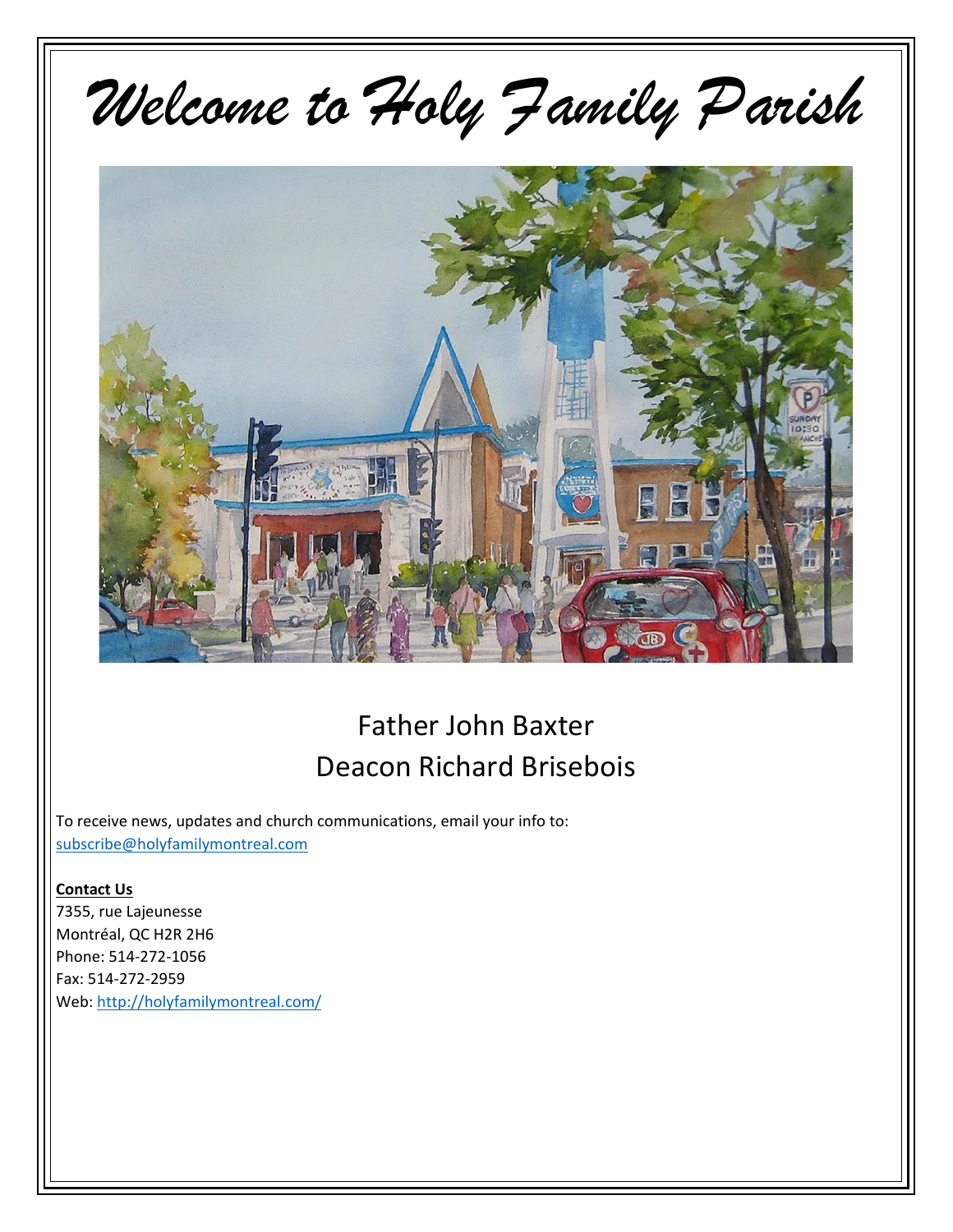# *Welcome to Holy Family Parish*

Father John Baxter
Deacon Richard Brisebois

To receive news, updates and church communications, email your info to:
subscribe@holyfamilymontreal.com

**Contact Us**
7355, rue Lajeunesse
Montréal, QC H2R 2H6
Phone: 514-272-1056
Fax: 514-272-2959
Web: http://holyfamilymontreal.com/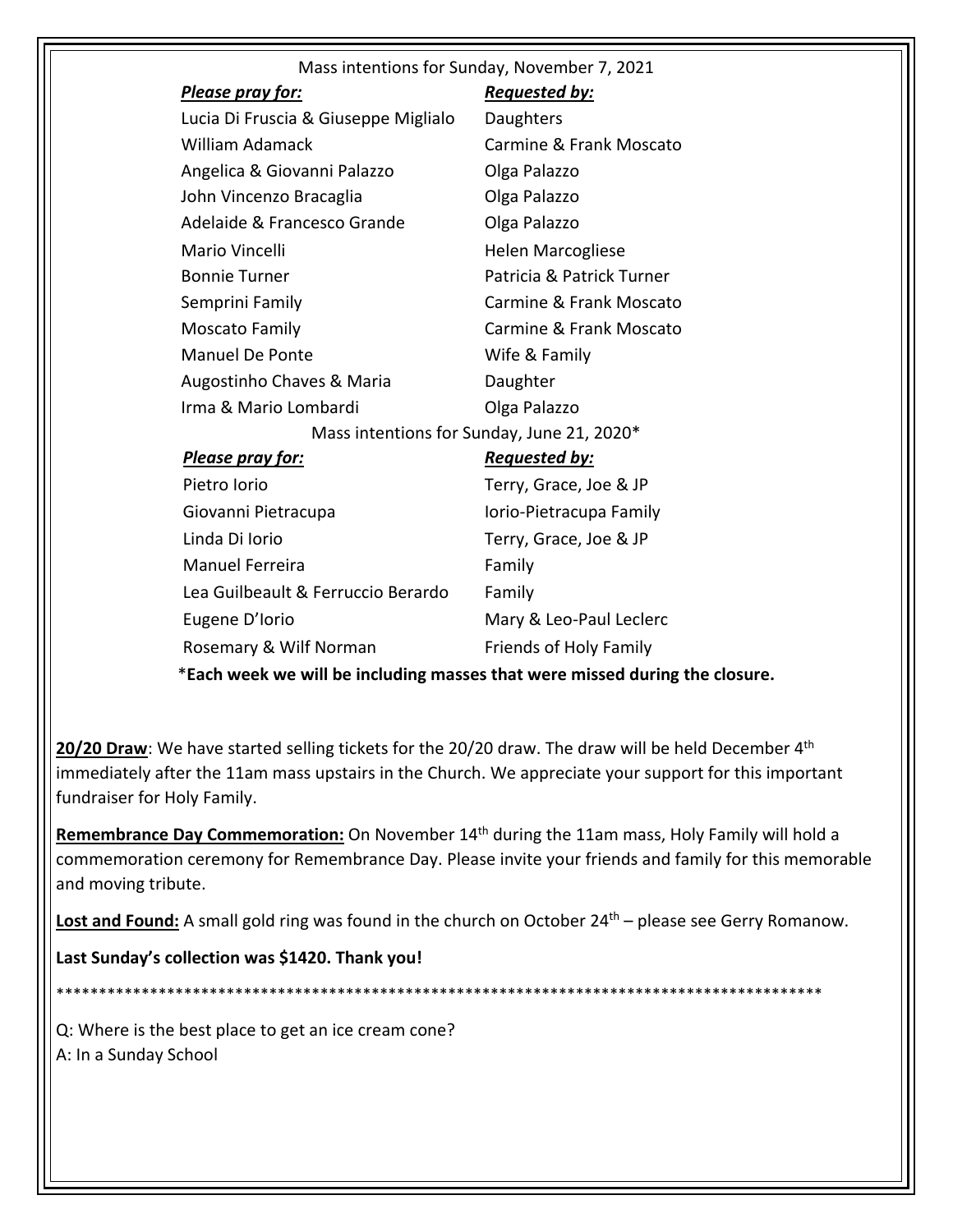Mass intentions for Sunday, November 7, 2021

| ***Please pray for:*** | ***Requested by:*** |
| --- | --- |
| Lucia Di Fruscia & Giuseppe Miglialo | Daughters |
| William Adamack | Carmine & Frank Moscato |
| Angelica & Giovanni Palazzo | Olga Palazzo |
| John Vincenzo Bracaglia | Olga Palazzo |
| Adelaide & Francesco Grande | Olga Palazzo |
| Mario Vincelli | Helen Marcogliese |
| Bonnie Turner | Patricia & Patrick Turner |
| Semprini Family | Carmine & Frank Moscato |
| Moscato Family | Carmine & Frank Moscato |
| Manuel De Ponte | Wife & Family |
| Augostinho Chaves & Maria | Daughter |
| Irma & Mario Lombardi | Olga Palazzo |

Mass intentions for Sunday, June 21, 2020*

| ***Please pray for:*** | ***Requested by:*** |
| --- | --- |
| Pietro Iorio | Terry, Grace, Joe & JP |
| Giovanni Pietracupa | Iorio-Pietracupa Family |
| Linda Di Iorio | Terry, Grace, Joe & JP |
| Manuel Ferreira | Family |
| Lea Guilbeault & Ferruccio Berardo | Family |
| Eugene D'Iorio | Mary & Leo-Paul Leclerc |
| Rosemary & Wilf Norman | Friends of Holy Family |

***Each week we will be including masses that were missed during the closure.**

**20/20 Draw**: We have started selling tickets for the 20/20 draw. The draw will be held December 4th immediately after the 11am mass upstairs in the Church. We appreciate your support for this important fundraiser for Holy Family.

**Remembrance Day Commemoration:** On November 14th during the 11am mass, Holy Family will hold a commemoration ceremony for Remembrance Day. Please invite your friends and family for this memorable and moving tribute.

**Lost and Found:** A small gold ring was found in the church on October 24th – please see Gerry Romanow.

**Last Sunday's collection was $1420. Thank you!**

*************************************************************************************************

Q: Where is the best place to get an ice cream cone?
A: In a Sunday School